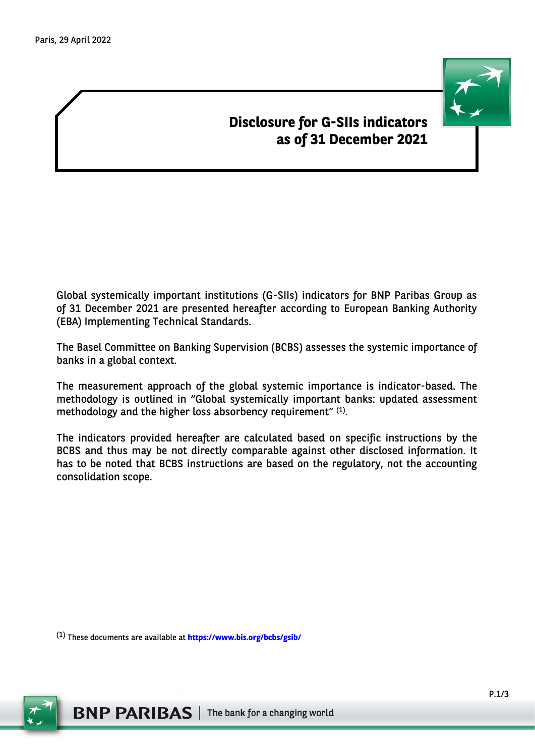Paris, 29 April 2022

# Disclosure for G-SIIs indicators as of 31 December 2021

Global systemically important institutions (G-SIIs) indicators for BNP Paribas Group as of 31 December 2021 are presented hereafter according to European Banking Authority (EBA) Implementing Technical Standards.

The Basel Committee on Banking Supervision (BCBS) assesses the systemic importance of banks in a global context.

The measurement approach of the global systemic importance is indicator-based. The methodology is outlined in "Global systemically important banks: updated assessment methodology and the higher loss absorbency requirement" [1].

The indicators provided hereafter are calculated based on specific instructions by the BCBS and thus may be not directly comparable against other disclosed information. It has to be noted that BCBS instructions are based on the regulatory, not the accounting consolidation scope.

[1] These documents are available at **https://www.bis.org/bcbs/gsib/**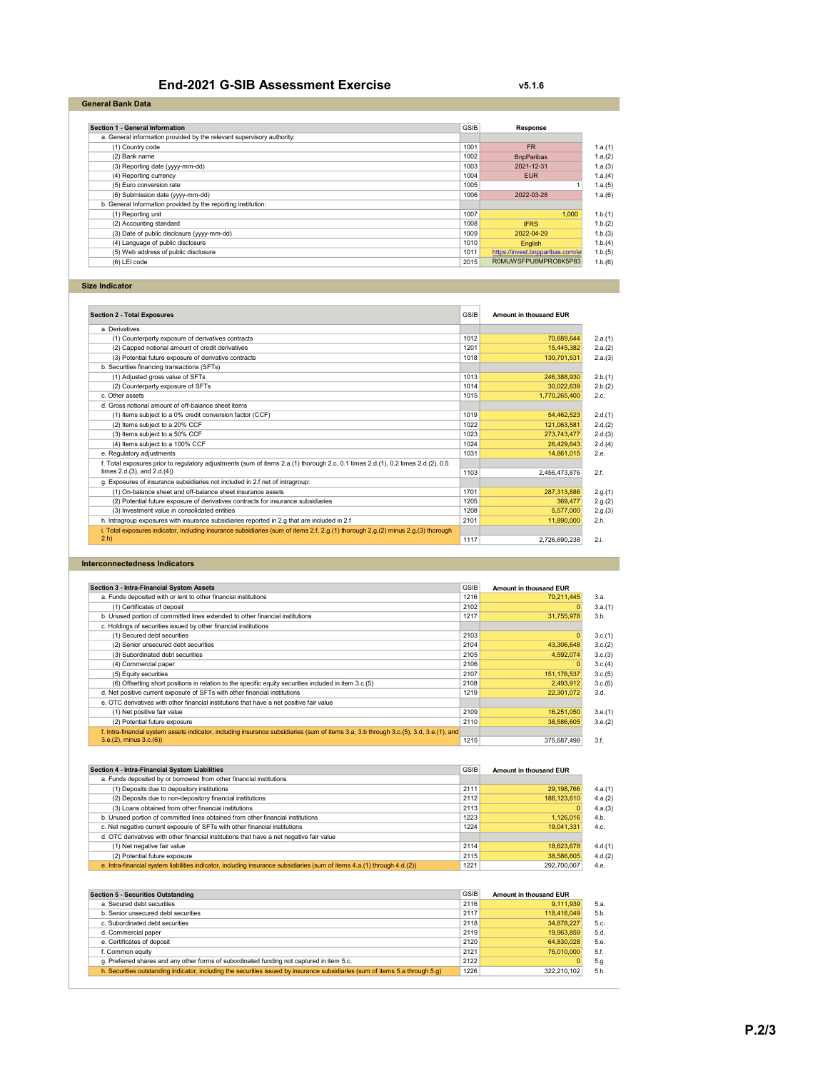# End-2021 G-SIB Assessment Exercise

v5.1.6

## General Bank Data

| Section 1 - General Information | GSIB | Response | |
|---|---|---|---|
| a. General information provided by the relevant supervisory authority: | | | |
| (1) Country code | 1001 | FR | 1.a.(1) |
| (2) Bank name | 1002 | BnpParibas | 1.a.(2) |
| (3) Reporting date (yyyy-mm-dd) | 1003 | 2021-12-31 | 1.a.(3) |
| (4) Reporting currency | 1004 | EUR | 1.a.(4) |
| (5) Euro conversion rate | 1005 | 1 | 1.a.(5) |
| (6) Submission date (yyyy-mm-dd) | 1006 | 2022-03-28 | 1.a.(6) |
| b. General Information provided by the reporting institution: | | | |
| (1) Reporting unit | 1007 | 1,000 | 1.b.(1) |
| (2) Accounting standard | 1008 | IFRS | 1.b.(2) |
| (3) Date of public disclosure (yyyy-mm-dd) | 1009 | 2022-04-29 | 1.b.(3) |
| (4) Language of public disclosure | 1010 | English | 1.b.(4) |
| (5) Web address of public disclosure | 1011 | https://invest.bnpparibas.com/er | 1.b.(5) |
| (6) LEI code | 2015 | R0MUWSFPU8MPRO8K5P83 | 1.b.(6) |

## Size Indicator

| Section 2 - Total Exposures | GSIB | Amount in thousand EUR | |
|---|---|---|---|
| a. Derivatives | | | |
| (1) Counterparty exposure of derivatives contracts | 1012 | 70,689,644 | 2.a.(1) |
| (2) Capped notional amount of credit derivatives | 1201 | 15,445,382 | 2.a.(2) |
| (3) Potential future exposure of derivative contracts | 1018 | 130,701,531 | 2.a.(3) |
| b. Securities financing transactions (SFTs) | | | |
| (1) Adjusted gross value of SFTs | 1013 | 246,388,930 | 2.b.(1) |
| (2) Counterparty exposure of SFTs | 1014 | 30,022,639 | 2.b.(2) |
| c. Other assets | 1015 | 1,770,265,400 | 2.c. |
| d. Gross notional amount of off-balance sheet items | | | |
| (1) Items subject to a 0% credit conversion factor (CCF) | 1019 | 54,462,523 | 2.d.(1) |
| (2) Items subject to a 20% CCF | 1022 | 121,063,581 | 2.d.(2) |
| (3) Items subject to a 50% CCF | 1023 | 273,743,477 | 2.d.(3) |
| (4) Items subject to a 100% CCF | 1024 | 26,429,643 | 2.d.(4) |
| e. Regulatory adjustments | 1031 | 14,861,015 | 2.e. |
| f. Total exposures prior to regulatory adjustments (sum of items 2.a.(1) thorough 2.c, 0.1 times 2.d.(1), 0.2 times 2.d.(2), 0.5 times 2.d.(3), and 2.d.(4)) | 1103 | 2,456,473,876 | 2.f. |
| g. Exposures of insurance subsidiaries not included in 2.f net of intragroup: | | | |
| (1) On-balance sheet and off-balance sheet insurance assets | 1701 | 287,313,886 | 2.g.(1) |
| (2) Potential future exposure of derivatives contracts for insurance subsidiaries | 1205 | 369,477 | 2.g.(2) |
| (3) Investment value in consolidated entities | 1208 | 5,577,000 | 2.g.(3) |
| h. Intragroup exposures with insurance subsidiaries reported in 2.g that are included in 2.f | 2101 | 11,890,000 | 2.h. |
| i. Total exposures indicator, including insurance subsidiaries (sum of items 2.f, 2.g.(1) thorough 2.g.(2) minus 2.g.(3) thorough 2.h) | 1117 | 2,726,690,238 | 2.i. |

## Interconnectedness Indicators

| Section 3 - Intra-Financial System Assets | GSIB | Amount in thousand EUR | |
|---|---|---|---|
| a. Funds deposited with or lent to other financial institutions | 1216 | 70,211,445 | 3.a. |
| (1) Certificates of deposit | 2102 | 0 | 3.a.(1) |
| b. Unused portion of committed lines extended to other financial institutions | 1217 | 31,755,978 | 3.b. |
| c. Holdings of securities issued by other financial institutions | | | |
| (1) Secured debt securities | 2103 | 0 | 3.c.(1) |
| (2) Senior unsecured debt securities | 2104 | 43,306,648 | 3.c.(2) |
| (3) Subordinated debt securities | 2105 | 4,592,074 | 3.c.(3) |
| (4) Commercial paper | 2106 | 0 | 3.c.(4) |
| (5) Equity securities | 2107 | 151,176,537 | 3.c.(5) |
| (6) Offsetting short positions in relation to the specific equity securities included in item 3.c.(5) | 2108 | 2,493,912 | 3.c.(6) |
| d. Net positive current exposure of SFTs with other financial institutions | 1219 | 22,301,072 | 3.d. |
| e. OTC derivatives with other financial institutions that have a net positive fair value | | | |
| (1) Net positive fair value | 2109 | 16,251,050 | 3.e.(1) |
| (2) Potential future exposure | 2110 | 38,586,605 | 3.e.(2) |
| f. Intra-financial system assets indicator, including insurance subsidiaries (sum of items 3.a, 3.b through 3.c.(5), 3.d, 3.e.(1), and 3.e.(2), minus 3.c.(6)) | 1215 | 375,687,498 | 3.f. |

| Section 4 - Intra-Financial System Liabilities | GSIB | Amount in thousand EUR | |
|---|---|---|---|
| a. Funds deposited by or borrowed from other financial institutions | | | |
| (1) Deposits due to depository institutions | 2111 | 29,198,766 | 4.a.(1) |
| (2) Deposits due to non-depository financial institutions | 2112 | 186,123,610 | 4.a.(2) |
| (3) Loans obtained from other financial institutions | 2113 | 0 | 4.a.(3) |
| b. Unused portion of committed lines obtained from other financial institutions | 1223 | 1,126,016 | 4.b. |
| c. Net negative current exposure of SFTs with other financial institutions | 1224 | 19,041,331 | 4.c. |
| d. OTC derivatives with other financial institutions that have a net negative fair value | | | |
| (1) Net negative fair value | 2114 | 18,623,678 | 4.d.(1) |
| (2) Potential future exposure | 2115 | 38,586,605 | 4.d.(2) |
| e. Intra-financial system liabilities indicator, including insurance subsidiaries (sum of items 4.a.(1) through 4.d.(2)) | 1221 | 292,700,007 | 4.e. |

| Section 5 - Securities Outstanding | GSIB | Amount in thousand EUR | |
|---|---|---|---|
| a. Secured debt securities | 2116 | 9,111,939 | 5.a. |
| b. Senior unsecured debt securities | 2117 | 118,416,049 | 5.b. |
| c. Subordinated debt securities | 2118 | 34,878,227 | 5.c. |
| d. Commercial paper | 2119 | 19,963,859 | 5.d. |
| e. Certificates of deposit | 2120 | 64,830,028 | 5.e. |
| f. Common equity | 2121 | 75,010,000 | 5.f. |
| g. Preferred shares and any other forms of subordinated funding not captured in item 5.c. | 2122 | 0 | 5.g. |
| h. Securities outstanding indicator, including the securities issued by insurance subsidiaries (sum of items 5.a through 5.g) | 1226 | 322,210,102 | 5.h. |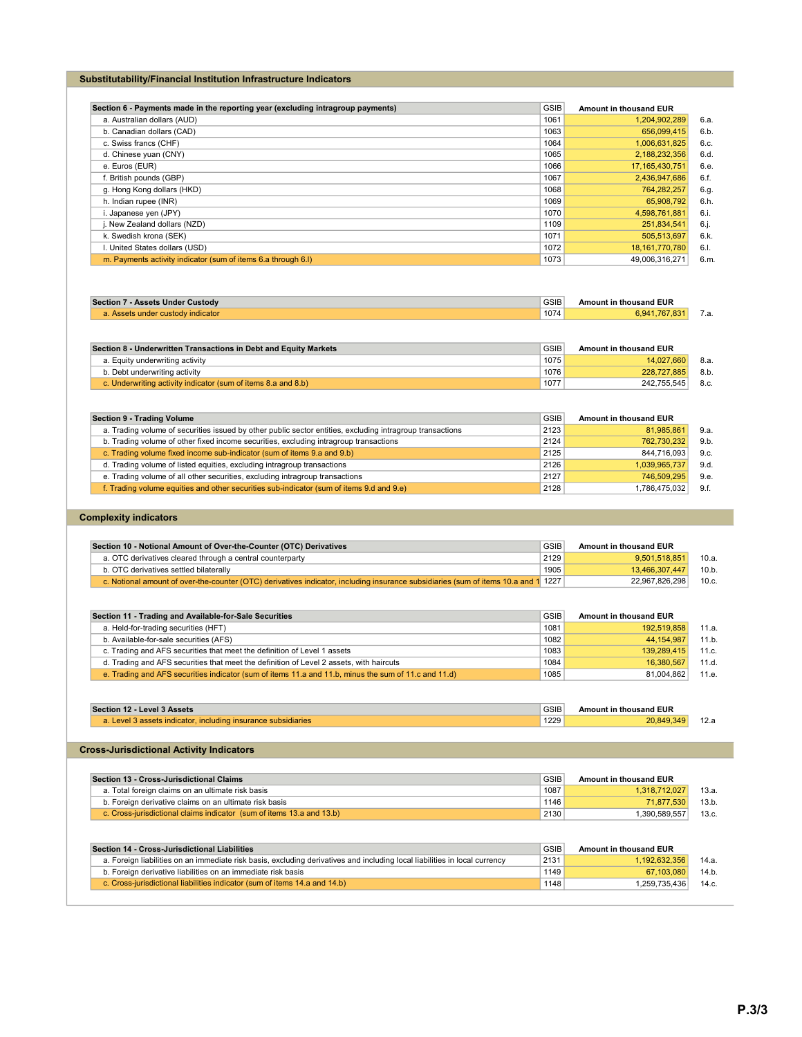## Substitutability/Financial Institution Infrastructure Indicators

| Section 6 - Payments made in the reporting year (excluding intragroup payments) | GSIB | Amount in thousand EUR | |
|---|---|---|---|
| a. Australian dollars (AUD) | 1061 | 1,204,902,289 | 6.a. |
| b. Canadian dollars (CAD) | 1063 | 656,099,415 | 6.b. |
| c. Swiss francs (CHF) | 1064 | 1,006,631,825 | 6.c. |
| d. Chinese yuan (CNY) | 1065 | 2,188,232,356 | 6.d. |
| e. Euros (EUR) | 1066 | 17,165,430,751 | 6.e. |
| f. British pounds (GBP) | 1067 | 2,436,947,686 | 6.f. |
| g. Hong Kong dollars (HKD) | 1068 | 764,282,257 | 6.g. |
| h. Indian rupee (INR) | 1069 | 65,908,792 | 6.h. |
| i. Japanese yen (JPY) | 1070 | 4,598,761,881 | 6.i. |
| j. New Zealand dollars (NZD) | 1109 | 251,834,541 | 6.j. |
| k. Swedish krona (SEK) | 1071 | 505,513,697 | 6.k. |
| l. United States dollars (USD) | 1072 | 18,161,770,780 | 6.l. |
| m. Payments activity indicator (sum of items 6.a through 6.l) | 1073 | 49,006,316,271 | 6.m. |

| Section 7 - Assets Under Custody | GSIB | Amount in thousand EUR | |
|---|---|---|---|
| a. Assets under custody indicator | 1074 | 6,941,767,831 | 7.a. |

| Section 8 - Underwritten Transactions in Debt and Equity Markets | GSIB | Amount in thousand EUR | |
|---|---|---|---|
| a. Equity underwriting activity | 1075 | 14,027,660 | 8.a. |
| b. Debt underwriting activity | 1076 | 228,727,885 | 8.b. |
| c. Underwriting activity indicator (sum of items 8.a and 8.b) | 1077 | 242,755,545 | 8.c. |

| Section 9 - Trading Volume | GSIB | Amount in thousand EUR | |
|---|---|---|---|
| a. Trading volume of securities issued by other public sector entities, excluding intragroup transactions | 2123 | 81,985,861 | 9.a. |
| b. Trading volume of other fixed income securities, excluding intragroup transactions | 2124 | 762,730,232 | 9.b. |
| c. Trading volume fixed income sub-indicator (sum of items 9.a and 9.b) | 2125 | 844,716,093 | 9.c. |
| d. Trading volume of listed equities, excluding intragroup transactions | 2126 | 1,039,965,737 | 9.d. |
| e. Trading volume of all other securities, excluding intragroup transactions | 2127 | 746,509,295 | 9.e. |
| f. Trading volume equities and other securities sub-indicator (sum of items 9.d and 9.e) | 2128 | 1,786,475,032 | 9.f. |

## Complexity indicators

| Section 10 - Notional Amount of Over-the-Counter (OTC) Derivatives | GSIB | Amount in thousand EUR | |
|---|---|---|---|
| a. OTC derivatives cleared through a central counterparty | 2129 | 9,501,518,851 | 10.a. |
| b. OTC derivatives settled bilaterally | 1905 | 13,466,307,447 | 10.b. |
| c. Notional amount of over-the-counter (OTC) derivatives indicator, including insurance subsidiaries (sum of items 10.a and 1 | 1227 | 22,967,826,298 | 10.c. |

| Section 11 - Trading and Available-for-Sale Securities | GSIB | Amount in thousand EUR | |
|---|---|---|---|
| a. Held-for-trading securities (HFT) | 1081 | 192,519,858 | 11.a. |
| b. Available-for-sale securities (AFS) | 1082 | 44,154,987 | 11.b. |
| c. Trading and AFS securities that meet the definition of Level 1 assets | 1083 | 139,289,415 | 11.c. |
| d. Trading and AFS securities that meet the definition of Level 2 assets, with haircuts | 1084 | 16,380,567 | 11.d. |
| e. Trading and AFS securities indicator (sum of items 11.a and 11.b, minus the sum of 11.c and 11.d) | 1085 | 81,004,862 | 11.e. |

| Section 12 - Level 3 Assets | GSIB | Amount in thousand EUR | |
|---|---|---|---|
| a. Level 3 assets indicator, including insurance subsidiaries | 1229 | 20,849,349 | 12.a |

## Cross-Jurisdictional Activity Indicators

| Section 13 - Cross-Jurisdictional Claims | GSIB | Amount in thousand EUR | |
|---|---|---|---|
| a. Total foreign claims on an ultimate risk basis | 1087 | 1,318,712,027 | 13.a. |
| b. Foreign derivative claims on an ultimate risk basis | 1146 | 71,877,530 | 13.b. |
| c. Cross-jurisdictional claims indicator (sum of items 13.a and 13.b) | 2130 | 1,390,589,557 | 13.c. |

| Section 14 - Cross-Jurisdictional Liabilities | GSIB | Amount in thousand EUR | |
|---|---|---|---|
| a. Foreign liabilities on an immediate risk basis, excluding derivatives and including local liabilities in local currency | 2131 | 1,192,632,356 | 14.a. |
| b. Foreign derivative liabilities on an immediate risk basis | 1149 | 67,103,080 | 14.b. |
| c. Cross-jurisdictional liabilities indicator (sum of items 14.a and 14.b) | 1148 | 1,259,735,436 | 14.c. |